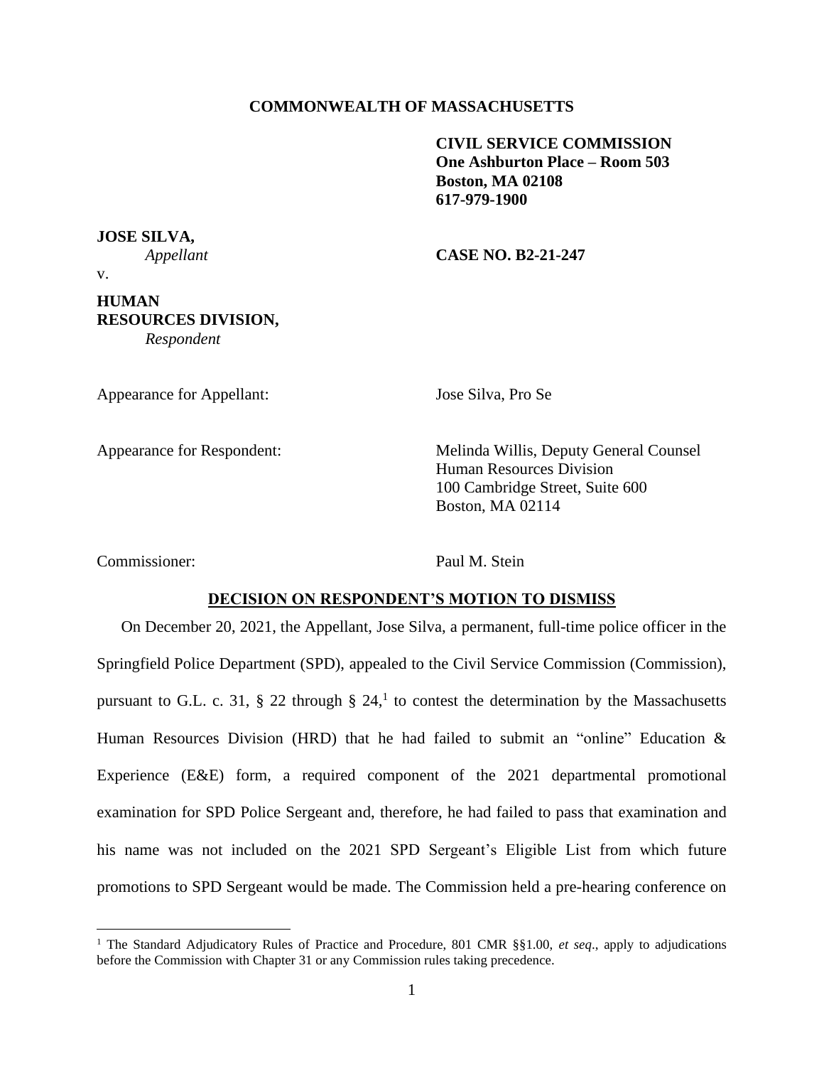**COMMONWEALTH OF MASSACHUSETTS**

**CIVIL SERVICE COMMISSION**
**One Ashburton Place – Room 503**
**Boston, MA 02108**
**617-979-1900**

**JOSE SILVA,**
*Appellant*

v.

**CASE NO. B2-21-247**

**HUMAN RESOURCES DIVISION,**
*Respondent*

Appearance for Appellant: Jose Silva, Pro Se

Appearance for Respondent: Melinda Willis, Deputy General Counsel
Human Resources Division
100 Cambridge Street, Suite 600
Boston, MA 02114

Commissioner: Paul M. Stein

## DECISION ON RESPONDENT'S MOTION TO DISMISS

On December 20, 2021, the Appellant, Jose Silva, a permanent, full-time police officer in the Springfield Police Department (SPD), appealed to the Civil Service Commission (Commission), pursuant to G.L. c. 31, § 22 through § 24,[1] to contest the determination by the Massachusetts Human Resources Division (HRD) that he had failed to submit an "online" Education & Experience (E&E) form, a required component of the 2021 departmental promotional examination for SPD Police Sergeant and, therefore, he had failed to pass that examination and his name was not included on the 2021 SPD Sergeant's Eligible List from which future promotions to SPD Sergeant would be made. The Commission held a pre-hearing conference on

[1] The Standard Adjudicatory Rules of Practice and Procedure, 801 CMR §§1.00, *et seq*., apply to adjudications before the Commission with Chapter 31 or any Commission rules taking precedence.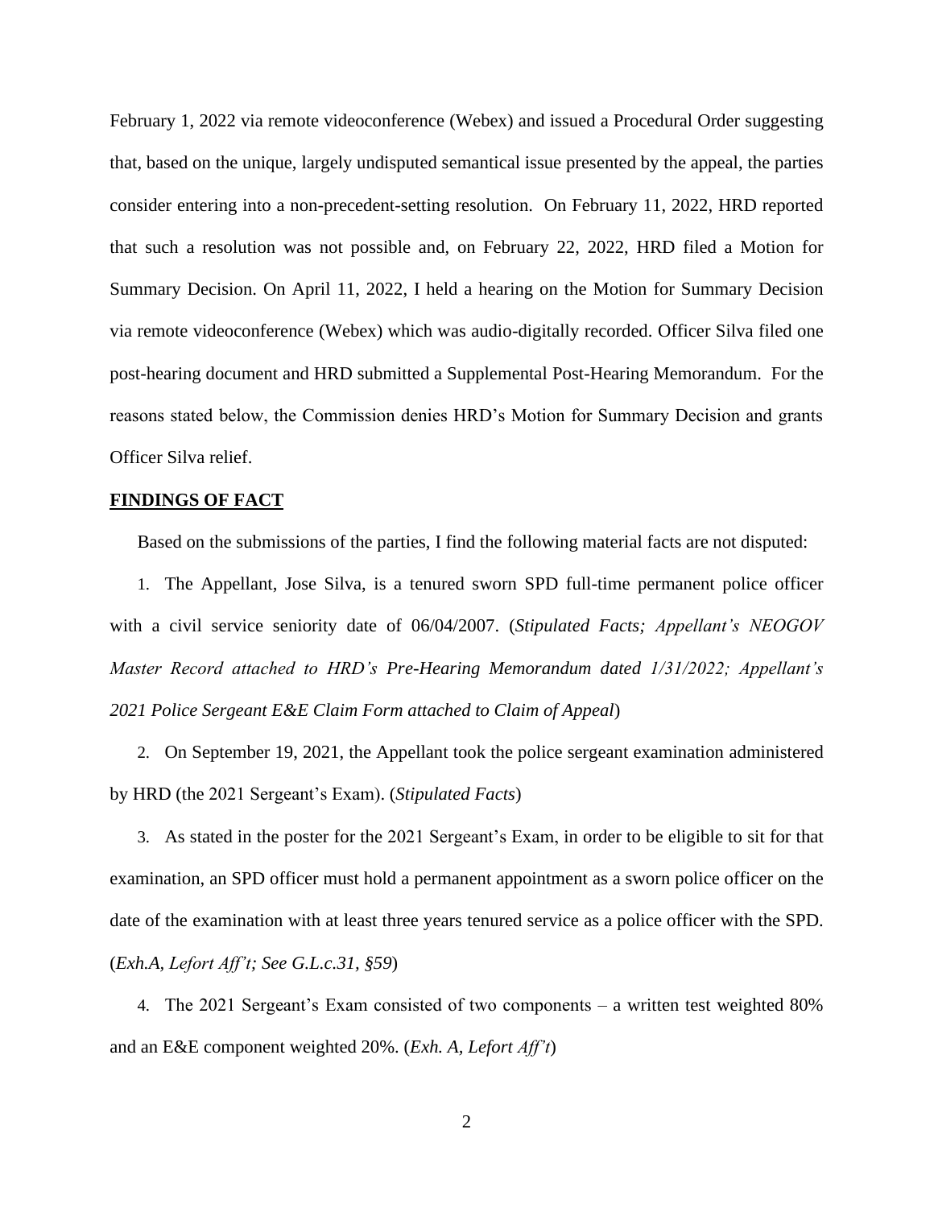February 1, 2022 via remote videoconference (Webex) and issued a Procedural Order suggesting that, based on the unique, largely undisputed semantical issue presented by the appeal, the parties consider entering into a non-precedent-setting resolution. On February 11, 2022, HRD reported that such a resolution was not possible and, on February 22, 2022, HRD filed a Motion for Summary Decision. On April 11, 2022, I held a hearing on the Motion for Summary Decision via remote videoconference (Webex) which was audio-digitally recorded. Officer Silva filed one post-hearing document and HRD submitted a Supplemental Post-Hearing Memorandum. For the reasons stated below, the Commission denies HRD's Motion for Summary Decision and grants Officer Silva relief.

**FINDINGS OF FACT**

Based on the submissions of the parties, I find the following material facts are not disputed:

1. The Appellant, Jose Silva, is a tenured sworn SPD full-time permanent police officer with a civil service seniority date of 06/04/2007. (*Stipulated Facts; Appellant's NEOGOV Master Record attached to HRD's Pre-Hearing Memorandum dated 1/31/2022; Appellant's 2021 Police Sergeant E&E Claim Form attached to Claim of Appeal*)

2. On September 19, 2021, the Appellant took the police sergeant examination administered by HRD (the 2021 Sergeant's Exam). (*Stipulated Facts*)

3. As stated in the poster for the 2021 Sergeant's Exam, in order to be eligible to sit for that examination, an SPD officer must hold a permanent appointment as a sworn police officer on the date of the examination with at least three years tenured service as a police officer with the SPD. (*Exh.A, Lefort Aff't; See G.L.c.31, §59*)

4. The 2021 Sergeant's Exam consisted of two components – a written test weighted 80% and an E&E component weighted 20%. (*Exh. A, Lefort Aff't*)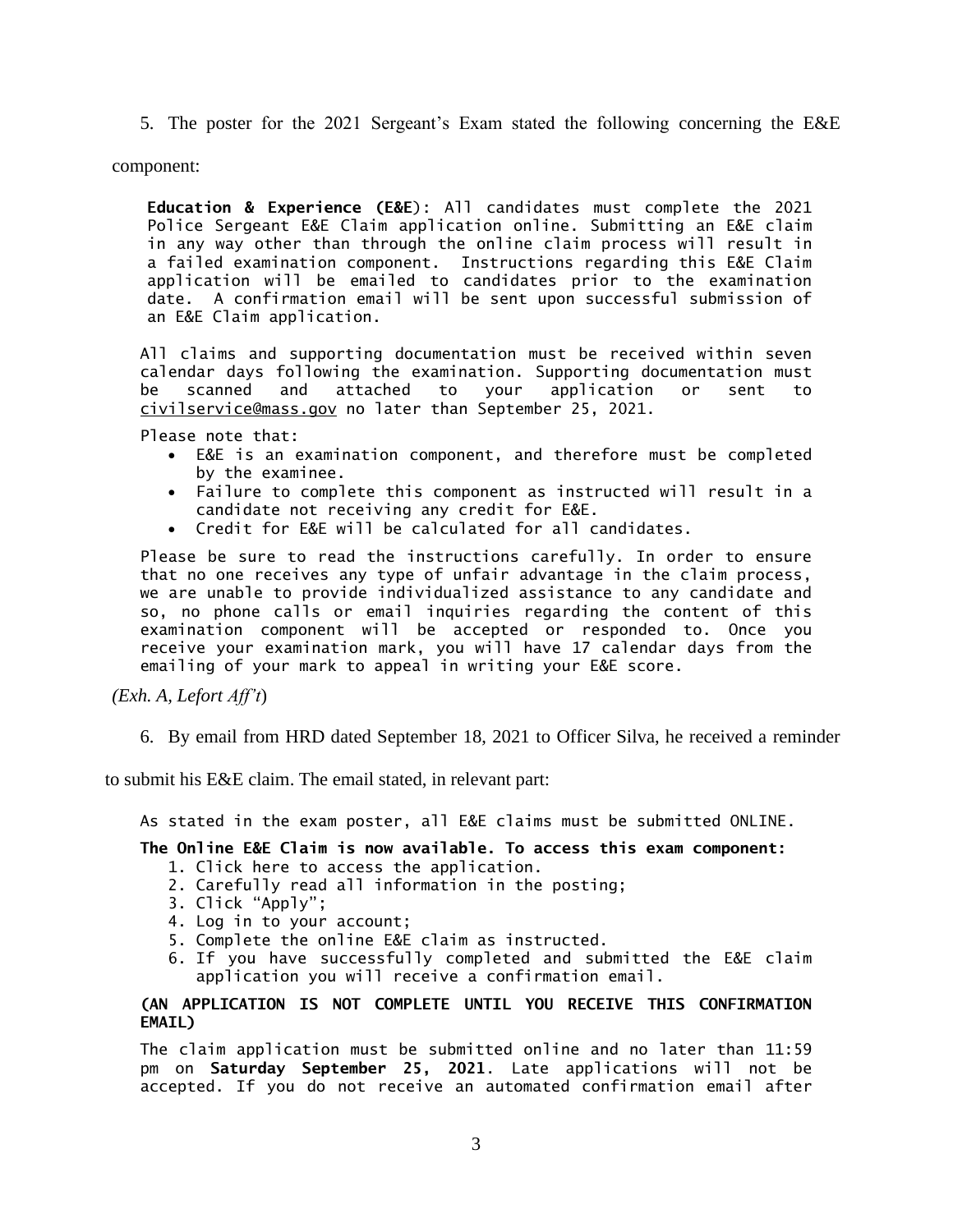5. The poster for the 2021 Sergeant's Exam stated the following concerning the E&E component:

> **Education & Experience (E&E)**: All candidates must complete the 2021 Police Sergeant E&E Claim application online. Submitting an E&E claim in any way other than through the online claim process will result in a failed examination component. Instructions regarding this E&E Claim application will be emailed to candidates prior to the examination date. A confirmation email will be sent upon successful submission of an E&E Claim application.
>
> All claims and supporting documentation must be received within seven calendar days following the examination. Supporting documentation must be scanned and attached to your application or sent to civilservice@mass.gov no later than September 25, 2021.
>
> Please note that:
>
> - E&E is an examination component, and therefore must be completed by the examinee.
> - Failure to complete this component as instructed will result in a candidate not receiving any credit for E&E.
> - Credit for E&E will be calculated for all candidates.
>
> Please be sure to read the instructions carefully. In order to ensure that no one receives any type of unfair advantage in the claim process, we are unable to provide individualized assistance to any candidate and so, no phone calls or email inquiries regarding the content of this examination component will be accepted or responded to. Once you receive your examination mark, you will have 17 calendar days from the emailing of your mark to appeal in writing your E&E score.

*(Exh. A, Lefort Aff't)*

6. By email from HRD dated September 18, 2021 to Officer Silva, he received a reminder to submit his E&E claim. The email stated, in relevant part:

> As stated in the exam poster, all E&E claims must be submitted ONLINE.
>
> **The Online E&E Claim is now available. To access this exam component:**
>
> 1. Click here to access the application.
> 2. Carefully read all information in the posting;
> 3. Click "Apply";
> 4. Log in to your account;
> 5. Complete the online E&E claim as instructed.
> 6. If you have successfully completed and submitted the E&E claim application you will receive a confirmation email.
>
> **(AN APPLICATION IS NOT COMPLETE UNTIL YOU RECEIVE THIS CONFIRMATION EMAIL)**
>
> The claim application must be submitted online and no later than 11:59 pm on **Saturday September 25, 2021**. Late applications will not be accepted. If you do not receive an automated confirmation email after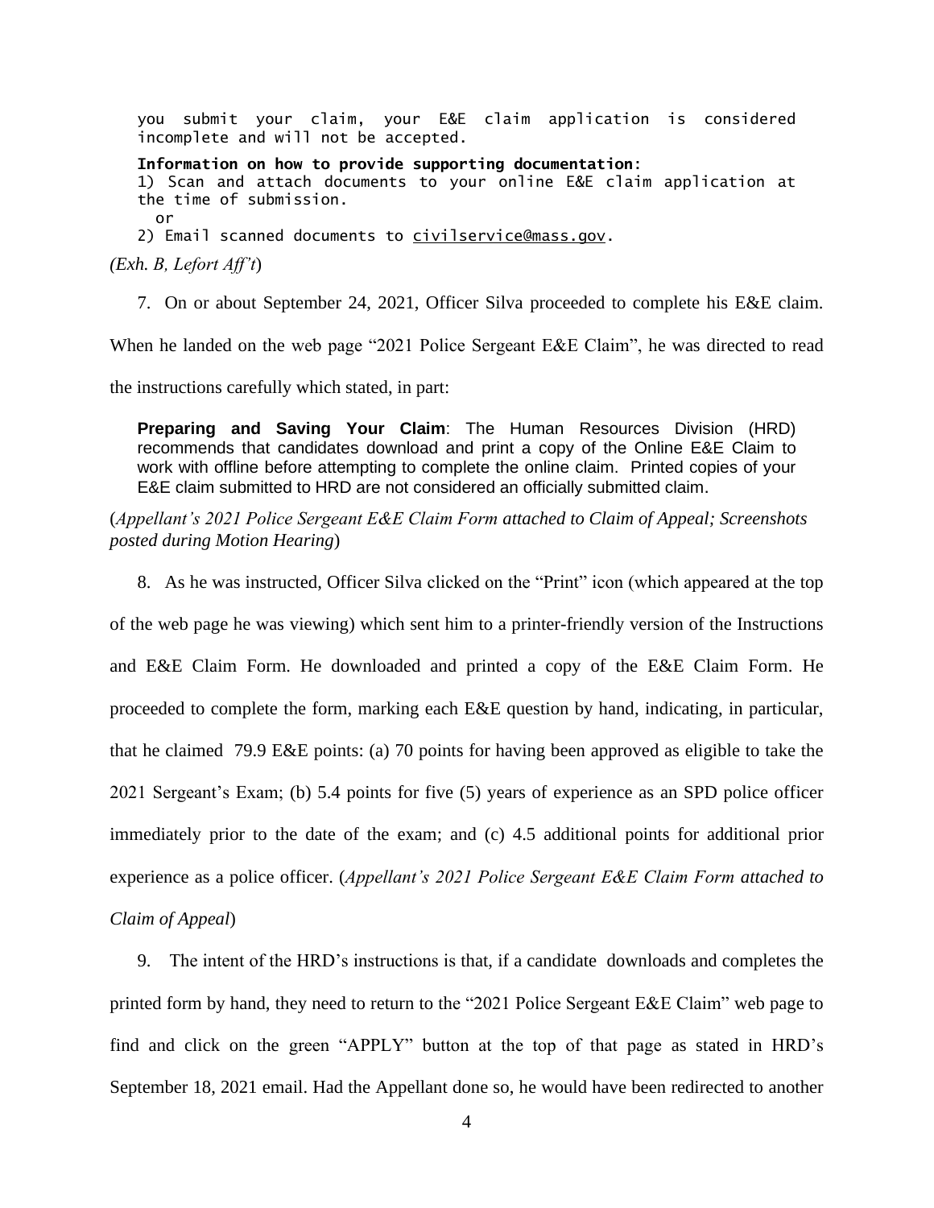you submit your claim, your E&E claim application is considered incomplete and will not be accepted.

**Information on how to provide supporting documentation**:
1) Scan and attach documents to your online E&E claim application at the time of submission.
   or
2) Email scanned documents to civilservice@mass.gov.

*(Exh. B, Lefort Aff't)*

7. On or about September 24, 2021, Officer Silva proceeded to complete his E&E claim. When he landed on the web page "2021 Police Sergeant E&E Claim", he was directed to read the instructions carefully which stated, in part:

> **Preparing and Saving Your Claim**: The Human Resources Division (HRD) recommends that candidates download and print a copy of the Online E&E Claim to work with offline before attempting to complete the online claim. Printed copies of your E&E claim submitted to HRD are not considered an officially submitted claim.

(*Appellant's 2021 Police Sergeant E&E Claim Form attached to Claim of Appeal; Screenshots posted during Motion Hearing*)

8. As he was instructed, Officer Silva clicked on the "Print" icon (which appeared at the top of the web page he was viewing) which sent him to a printer-friendly version of the Instructions and E&E Claim Form. He downloaded and printed a copy of the E&E Claim Form. He proceeded to complete the form, marking each E&E question by hand, indicating, in particular, that he claimed 79.9 E&E points: (a) 70 points for having been approved as eligible to take the 2021 Sergeant's Exam; (b) 5.4 points for five (5) years of experience as an SPD police officer immediately prior to the date of the exam; and (c) 4.5 additional points for additional prior experience as a police officer. (*Appellant's 2021 Police Sergeant E&E Claim Form attached to Claim of Appeal*)

9. The intent of the HRD's instructions is that, if a candidate downloads and completes the printed form by hand, they need to return to the "2021 Police Sergeant E&E Claim" web page to find and click on the green "APPLY" button at the top of that page as stated in HRD's September 18, 2021 email. Had the Appellant done so, he would have been redirected to another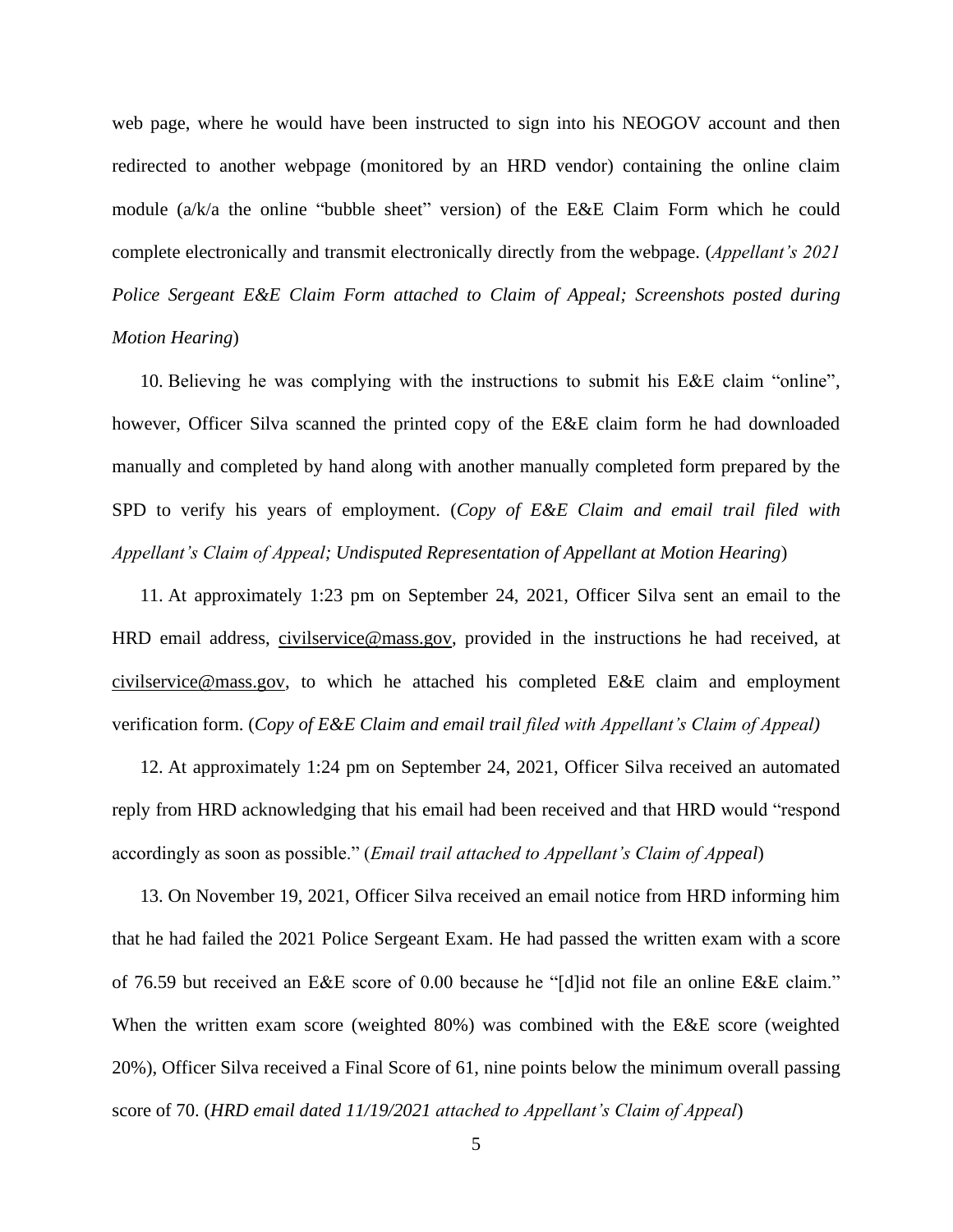web page, where he would have been instructed to sign into his NEOGOV account and then redirected to another webpage (monitored by an HRD vendor) containing the online claim module (a/k/a the online "bubble sheet" version) of the E&E Claim Form which he could complete electronically and transmit electronically directly from the webpage. (*Appellant's 2021 Police Sergeant E&E Claim Form attached to Claim of Appeal; Screenshots posted during Motion Hearing*)

10. Believing he was complying with the instructions to submit his E&E claim "online", however, Officer Silva scanned the printed copy of the E&E claim form he had downloaded manually and completed by hand along with another manually completed form prepared by the SPD to verify his years of employment. (*Copy of E&E Claim and email trail filed with Appellant's Claim of Appeal; Undisputed Representation of Appellant at Motion Hearing*)

11. At approximately 1:23 pm on September 24, 2021, Officer Silva sent an email to the HRD email address, civilservice@mass.gov, provided in the instructions he had received, at civilservice@mass.gov, to which he attached his completed E&E claim and employment verification form. (*Copy of E&E Claim and email trail filed with Appellant's Claim of Appeal)*

12. At approximately 1:24 pm on September 24, 2021, Officer Silva received an automated reply from HRD acknowledging that his email had been received and that HRD would "respond accordingly as soon as possible." (*Email trail attached to Appellant's Claim of Appeal*)

13. On November 19, 2021, Officer Silva received an email notice from HRD informing him that he had failed the 2021 Police Sergeant Exam. He had passed the written exam with a score of 76.59 but received an E&E score of 0.00 because he "[d]id not file an online E&E claim." When the written exam score (weighted 80%) was combined with the E&E score (weighted 20%), Officer Silva received a Final Score of 61, nine points below the minimum overall passing score of 70. (*HRD email dated 11/19/2021 attached to Appellant's Claim of Appeal*)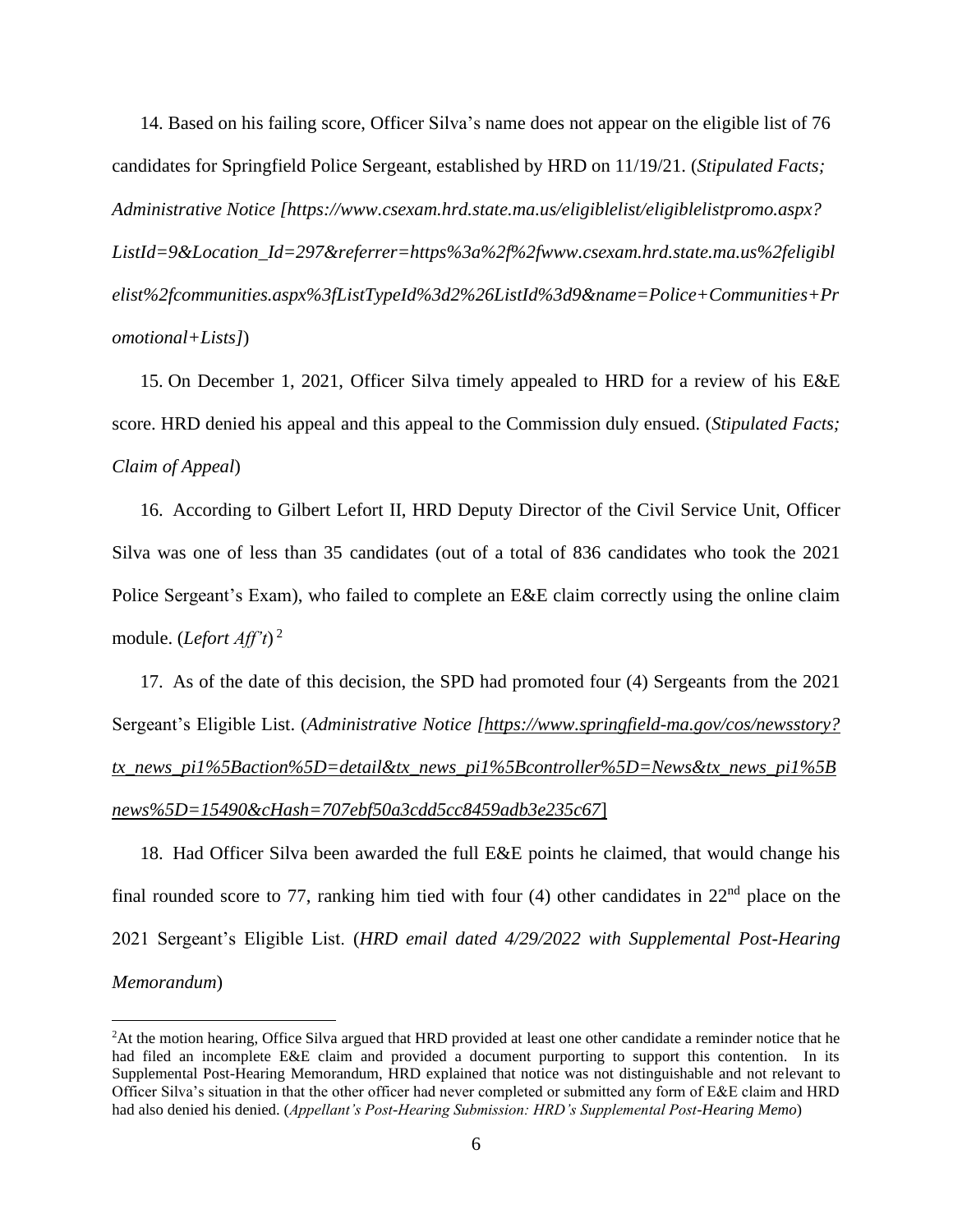14. Based on his failing score, Officer Silva's name does not appear on the eligible list of 76 candidates for Springfield Police Sergeant, established by HRD on 11/19/21. (*Stipulated Facts; Administrative Notice [https://www.csexam.hrd.state.ma.us/eligiblelist/eligiblelistpromo.aspx?ListId=9&Location_Id=297&referrer=https%3a%2f%2fwww.csexam.hrd.state.ma.us%2feligiblelist%2fcommunities.aspx%3fListTypeId%3d2%26ListId%3d9&name=Police+Communities+Promotional+Lists]*)

15. On December 1, 2021, Officer Silva timely appealed to HRD for a review of his E&E score. HRD denied his appeal and this appeal to the Commission duly ensued. (*Stipulated Facts; Claim of Appeal*)

16. According to Gilbert Lefort II, HRD Deputy Director of the Civil Service Unit, Officer Silva was one of less than 35 candidates (out of a total of 836 candidates who took the 2021 Police Sergeant's Exam), who failed to complete an E&E claim correctly using the online claim module. (*Lefort Aff't*) [2]

17. As of the date of this decision, the SPD had promoted four (4) Sergeants from the 2021 Sergeant's Eligible List. (*Administrative Notice [https://www.springfield-ma.gov/cos/newsstory?tx_news_pi1%5Baction%5D=detail&tx_news_pi1%5Bcontroller%5D=News&tx_news_pi1%5Bnews%5D=15490&cHash=707ebf50a3cdd5cc8459adb3e235c67]*)

18. Had Officer Silva been awarded the full E&E points he claimed, that would change his final rounded score to 77, ranking him tied with four (4) other candidates in 22nd place on the 2021 Sergeant's Eligible List. (*HRD email dated 4/29/2022 with Supplemental Post-Hearing Memorandum*)

---

[2] At the motion hearing, Office Silva argued that HRD provided at least one other candidate a reminder notice that he had filed an incomplete E&E claim and provided a document purporting to support this contention. In its Supplemental Post-Hearing Memorandum, HRD explained that notice was not distinguishable and not relevant to Officer Silva's situation in that the other officer had never completed or submitted any form of E&E claim and HRD had also denied his denied. (*Appellant's Post-Hearing Submission: HRD's Supplemental Post-Hearing Memo*)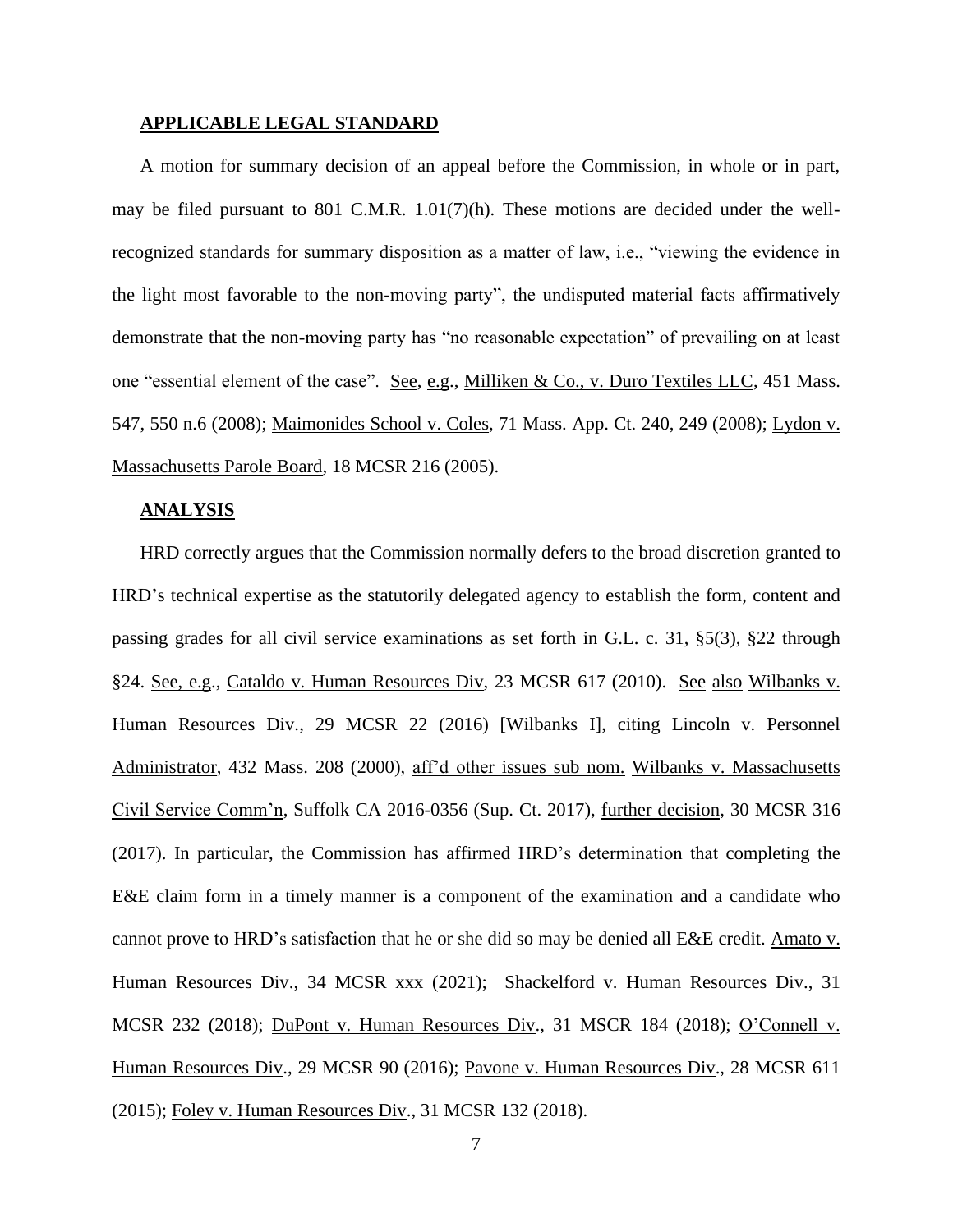**APPLICABLE LEGAL STANDARD**

A motion for summary decision of an appeal before the Commission, in whole or in part, may be filed pursuant to 801 C.M.R. 1.01(7)(h). These motions are decided under the well-recognized standards for summary disposition as a matter of law, i.e., "viewing the evidence in the light most favorable to the non-moving party", the undisputed material facts affirmatively demonstrate that the non-moving party has "no reasonable expectation" of prevailing on at least one "essential element of the case". See, e.g., Milliken & Co., v. Duro Textiles LLC, 451 Mass. 547, 550 n.6 (2008); Maimonides School v. Coles, 71 Mass. App. Ct. 240, 249 (2008); Lydon v. Massachusetts Parole Board, 18 MCSR 216 (2005).

**ANALYSIS**

HRD correctly argues that the Commission normally defers to the broad discretion granted to HRD's technical expertise as the statutorily delegated agency to establish the form, content and passing grades for all civil service examinations as set forth in G.L. c. 31, §5(3), §22 through §24. See, e.g., Cataldo v. Human Resources Div, 23 MCSR 617 (2010). See also Wilbanks v. Human Resources Div., 29 MCSR 22 (2016) [Wilbanks I], citing Lincoln v. Personnel Administrator, 432 Mass. 208 (2000), aff'd other issues sub nom. Wilbanks v. Massachusetts Civil Service Comm'n, Suffolk CA 2016-0356 (Sup. Ct. 2017), further decision, 30 MCSR 316 (2017). In particular, the Commission has affirmed HRD's determination that completing the E&E claim form in a timely manner is a component of the examination and a candidate who cannot prove to HRD's satisfaction that he or she did so may be denied all E&E credit. Amato v. Human Resources Div., 34 MCSR xxx (2021); Shackelford v. Human Resources Div., 31 MCSR 232 (2018); DuPont v. Human Resources Div., 31 MSCR 184 (2018); O'Connell v. Human Resources Div., 29 MCSR 90 (2016); Pavone v. Human Resources Div., 28 MCSR 611 (2015); Foley v. Human Resources Div., 31 MCSR 132 (2018).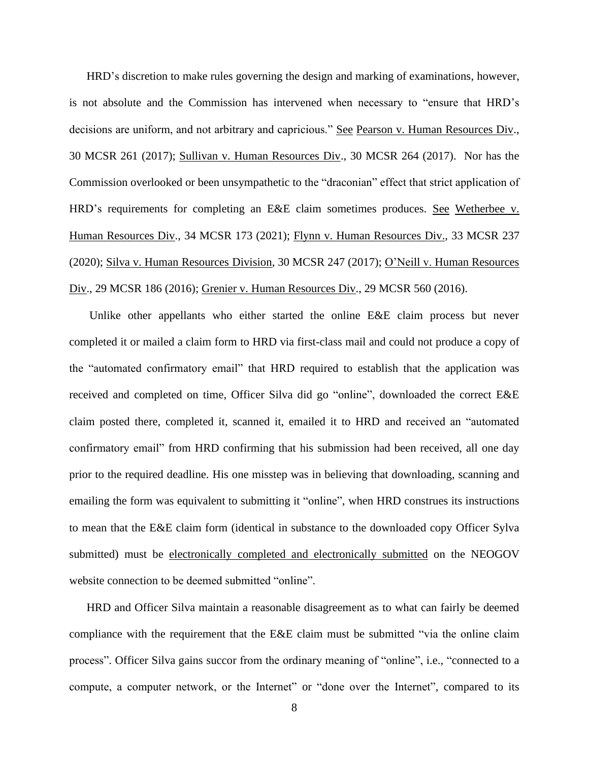HRD's discretion to make rules governing the design and marking of examinations, however, is not absolute and the Commission has intervened when necessary to "ensure that HRD's decisions are uniform, and not arbitrary and capricious." See Pearson v. Human Resources Div., 30 MCSR 261 (2017); Sullivan v. Human Resources Div., 30 MCSR 264 (2017). Nor has the Commission overlooked or been unsympathetic to the "draconian" effect that strict application of HRD's requirements for completing an E&E claim sometimes produces. See Wetherbee v. Human Resources Div., 34 MCSR 173 (2021); Flynn v. Human Resources Div., 33 MCSR 237 (2020); Silva v. Human Resources Division, 30 MCSR 247 (2017); O'Neill v. Human Resources Div., 29 MCSR 186 (2016); Grenier v. Human Resources Div., 29 MCSR 560 (2016).

Unlike other appellants who either started the online E&E claim process but never completed it or mailed a claim form to HRD via first-class mail and could not produce a copy of the "automated confirmatory email" that HRD required to establish that the application was received and completed on time, Officer Silva did go "online", downloaded the correct E&E claim posted there, completed it, scanned it, emailed it to HRD and received an "automated confirmatory email" from HRD confirming that his submission had been received, all one day prior to the required deadline. His one misstep was in believing that downloading, scanning and emailing the form was equivalent to submitting it "online", when HRD construes its instructions to mean that the E&E claim form (identical in substance to the downloaded copy Officer Sylva submitted) must be electronically completed and electronically submitted on the NEOGOV website connection to be deemed submitted "online".

HRD and Officer Silva maintain a reasonable disagreement as to what can fairly be deemed compliance with the requirement that the E&E claim must be submitted "via the online claim process". Officer Silva gains succor from the ordinary meaning of "online", i.e., "connected to a compute, a computer network, or the Internet" or "done over the Internet", compared to its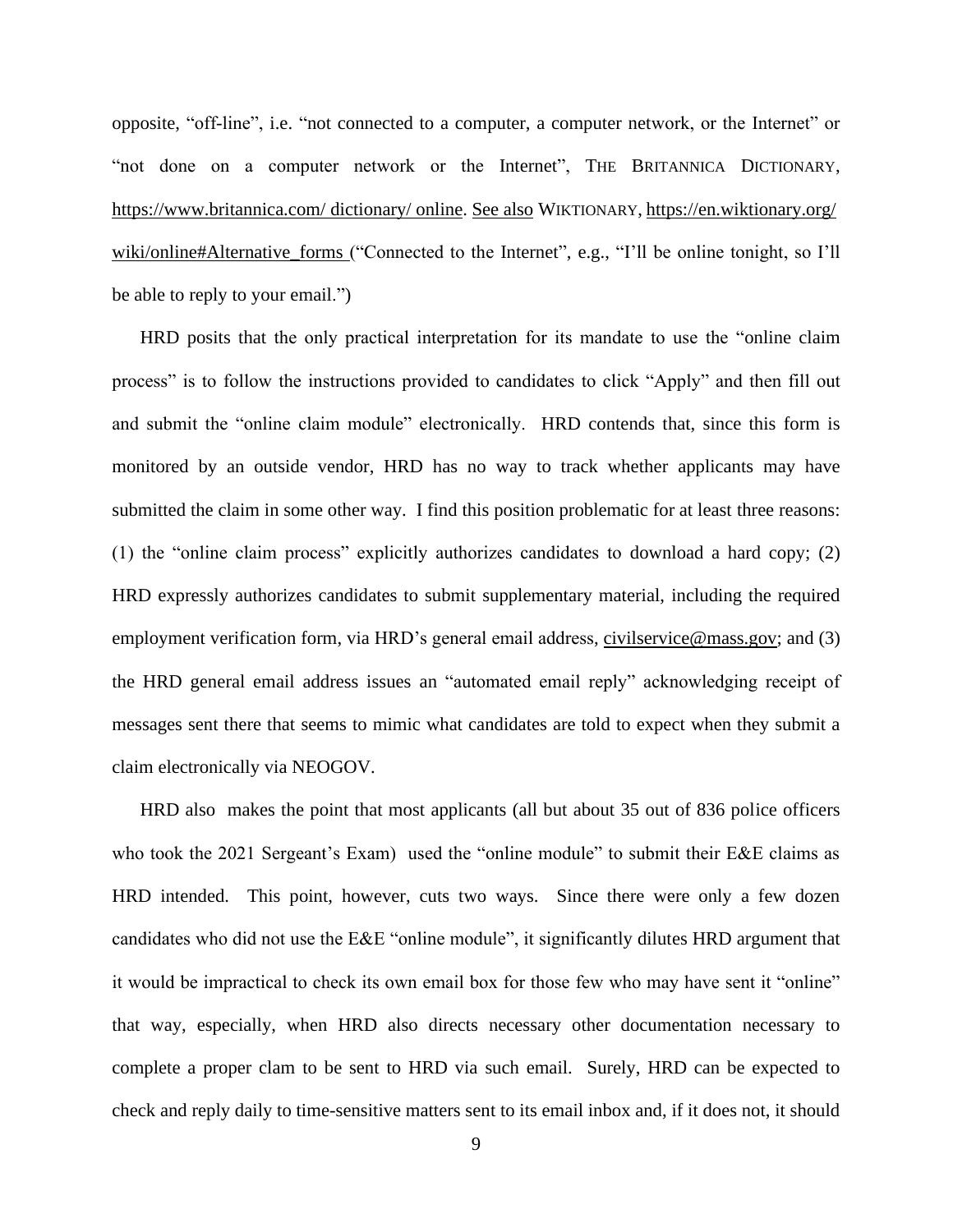opposite, "off-line", i.e. "not connected to a computer, a computer network, or the Internet" or "not done on a computer network or the Internet", THE BRITANNICA DICTIONARY, https://www.britannica.com/ dictionary/ online. See also WIKTIONARY, https://en.wiktionary.org/ wiki/online#Alternative_forms ("Connected to the Internet", e.g., "I'll be online tonight, so I'll be able to reply to your email.")

HRD posits that the only practical interpretation for its mandate to use the "online claim process" is to follow the instructions provided to candidates to click "Apply" and then fill out and submit the "online claim module" electronically. HRD contends that, since this form is monitored by an outside vendor, HRD has no way to track whether applicants may have submitted the claim in some other way. I find this position problematic for at least three reasons: (1) the "online claim process" explicitly authorizes candidates to download a hard copy; (2) HRD expressly authorizes candidates to submit supplementary material, including the required employment verification form, via HRD's general email address, civilservice@mass.gov; and (3) the HRD general email address issues an "automated email reply" acknowledging receipt of messages sent there that seems to mimic what candidates are told to expect when they submit a claim electronically via NEOGOV.

HRD also makes the point that most applicants (all but about 35 out of 836 police officers who took the 2021 Sergeant's Exam) used the "online module" to submit their E&E claims as HRD intended. This point, however, cuts two ways. Since there were only a few dozen candidates who did not use the E&E "online module", it significantly dilutes HRD argument that it would be impractical to check its own email box for those few who may have sent it "online" that way, especially, when HRD also directs necessary other documentation necessary to complete a proper clam to be sent to HRD via such email. Surely, HRD can be expected to check and reply daily to time-sensitive matters sent to its email inbox and, if it does not, it should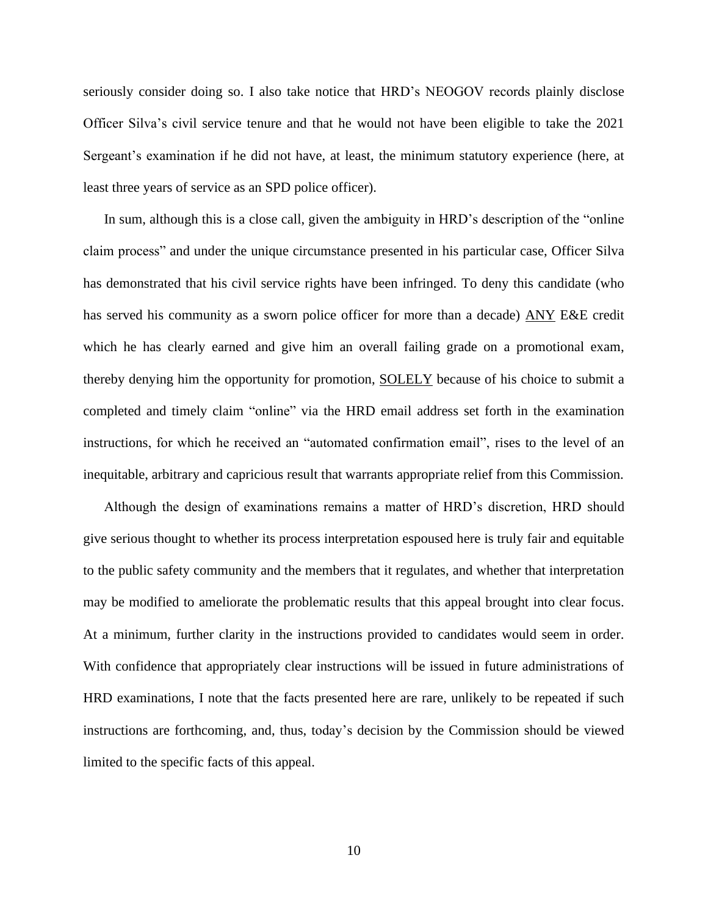seriously consider doing so. I also take notice that HRD's NEOGOV records plainly disclose Officer Silva's civil service tenure and that he would not have been eligible to take the 2021 Sergeant's examination if he did not have, at least, the minimum statutory experience (here, at least three years of service as an SPD police officer).

In sum, although this is a close call, given the ambiguity in HRD's description of the "online claim process" and under the unique circumstance presented in his particular case, Officer Silva has demonstrated that his civil service rights have been infringed. To deny this candidate (who has served his community as a sworn police officer for more than a decade) <u>ANY</u> E&E credit which he has clearly earned and give him an overall failing grade on a promotional exam, thereby denying him the opportunity for promotion, <u>SOLELY</u> because of his choice to submit a completed and timely claim "online" via the HRD email address set forth in the examination instructions, for which he received an "automated confirmation email", rises to the level of an inequitable, arbitrary and capricious result that warrants appropriate relief from this Commission.

Although the design of examinations remains a matter of HRD's discretion, HRD should give serious thought to whether its process interpretation espoused here is truly fair and equitable to the public safety community and the members that it regulates, and whether that interpretation may be modified to ameliorate the problematic results that this appeal brought into clear focus. At a minimum, further clarity in the instructions provided to candidates would seem in order. With confidence that appropriately clear instructions will be issued in future administrations of HRD examinations, I note that the facts presented here are rare, unlikely to be repeated if such instructions are forthcoming, and, thus, today's decision by the Commission should be viewed limited to the specific facts of this appeal.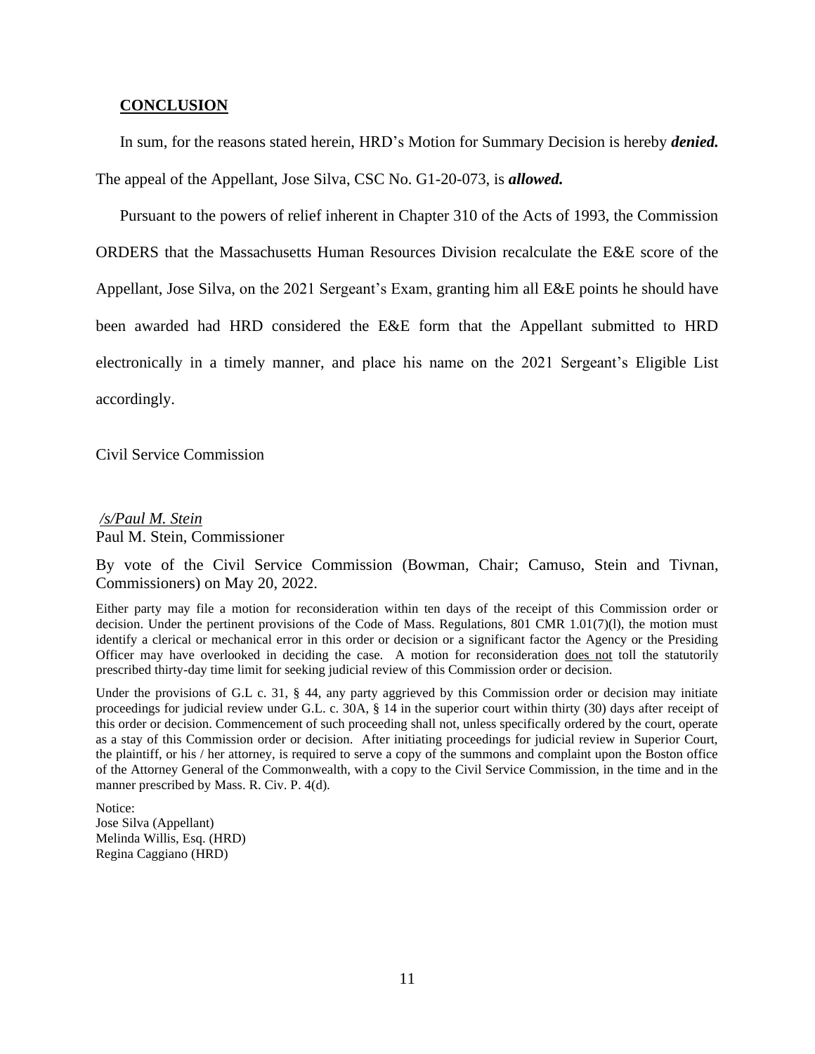## CONCLUSION

In sum, for the reasons stated herein, HRD's Motion for Summary Decision is hereby ***denied.*** The appeal of the Appellant, Jose Silva, CSC No. G1-20-073, is ***allowed.***

Pursuant to the powers of relief inherent in Chapter 310 of the Acts of 1993, the Commission ORDERS that the Massachusetts Human Resources Division recalculate the E&E score of the Appellant, Jose Silva, on the 2021 Sergeant's Exam, granting him all E&E points he should have been awarded had HRD considered the E&E form that the Appellant submitted to HRD electronically in a timely manner, and place his name on the 2021 Sergeant's Eligible List accordingly.

Civil Service Commission

*/s/Paul M. Stein*
Paul M. Stein, Commissioner

By vote of the Civil Service Commission (Bowman, Chair; Camuso, Stein and Tivnan, Commissioners) on May 20, 2022.

Either party may file a motion for reconsideration within ten days of the receipt of this Commission order or decision. Under the pertinent provisions of the Code of Mass. Regulations, 801 CMR 1.01(7)(l), the motion must identify a clerical or mechanical error in this order or decision or a significant factor the Agency or the Presiding Officer may have overlooked in deciding the case. A motion for reconsideration does not toll the statutorily prescribed thirty-day time limit for seeking judicial review of this Commission order or decision.

Under the provisions of G.L c. 31, § 44, any party aggrieved by this Commission order or decision may initiate proceedings for judicial review under G.L. c. 30A, § 14 in the superior court within thirty (30) days after receipt of this order or decision. Commencement of such proceeding shall not, unless specifically ordered by the court, operate as a stay of this Commission order or decision. After initiating proceedings for judicial review in Superior Court, the plaintiff, or his / her attorney, is required to serve a copy of the summons and complaint upon the Boston office of the Attorney General of the Commonwealth, with a copy to the Civil Service Commission, in the time and in the manner prescribed by Mass. R. Civ. P. 4(d).

Notice:
Jose Silva (Appellant)
Melinda Willis, Esq. (HRD)
Regina Caggiano (HRD)